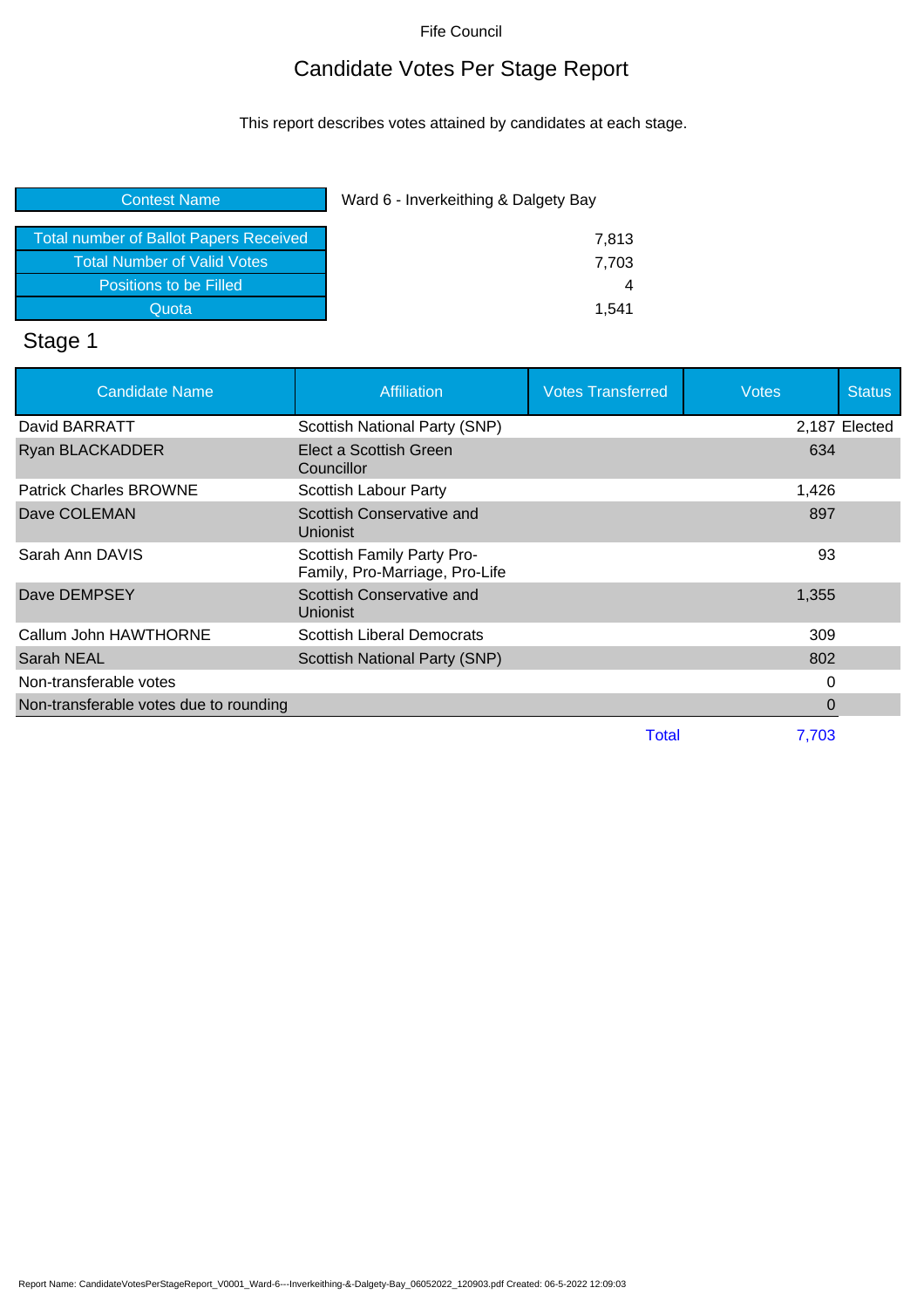Fife Council

# Candidate Votes Per Stage Report

This report describes votes attained by candidates at each stage.

| | |
|---|---|
| Contest Name | Ward 6 - Inverkeithing & Dalgety Bay |
| Total number of Ballot Papers Received | 7,813 |
| Total Number of Valid Votes | 7,703 |
| Positions to be Filled | 4 |
| Quota | 1,541 |

## Stage 1

| Candidate Name | Affiliation | Votes Transferred | Votes | Status |
|---|---|---|---|---|
| David BARRATT | Scottish National Party (SNP) | | 2,187 | Elected |
| Ryan BLACKADDER | Elect a Scottish Green Councillor | | 634 | |
| Patrick Charles BROWNE | Scottish Labour Party | | 1,426 | |
| Dave COLEMAN | Scottish Conservative and Unionist | | 897 | |
| Sarah Ann DAVIS | Scottish Family Party Pro-Family, Pro-Marriage, Pro-Life | | 93 | |
| Dave DEMPSEY | Scottish Conservative and Unionist | | 1,355 | |
| Callum John HAWTHORNE | Scottish Liberal Democrats | | 309 | |
| Sarah NEAL | Scottish National Party (SNP) | | 802 | |
| Non-transferable votes | | | 0 | |
| Non-transferable votes due to rounding | | | 0 | |
| | | Total | 7,703 | |

Report Name: CandidateVotesPerStageReport_V0001_Ward-6---Inverkeithing-&-Dalgety-Bay_06052022_120903.pdf Created: 06-5-2022 12:09:03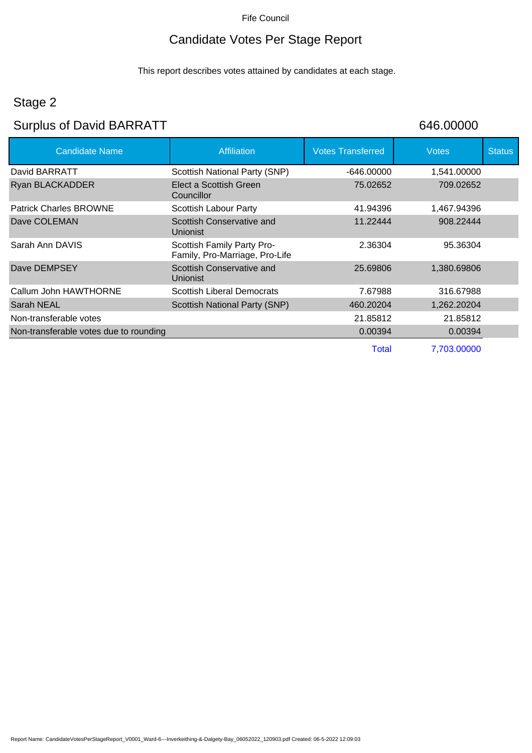Fife Council

# Candidate Votes Per Stage Report

This report describes votes attained by candidates at each stage.

## Stage 2

## Surplus of David BARRATT 646.00000

| Candidate Name | Affiliation | Votes Transferred | Votes | Status |
|---|---|---|---|---|
| David BARRATT | Scottish National Party (SNP) | -646.00000 | 1,541.00000 | |
| Ryan BLACKADDER | Elect a Scottish Green Councillor | 75.02652 | 709.02652 | |
| Patrick Charles BROWNE | Scottish Labour Party | 41.94396 | 1,467.94396 | |
| Dave COLEMAN | Scottish Conservative and Unionist | 11.22444 | 908.22444 | |
| Sarah Ann DAVIS | Scottish Family Party Pro-Family, Pro-Marriage, Pro-Life | 2.36304 | 95.36304 | |
| Dave DEMPSEY | Scottish Conservative and Unionist | 25.69806 | 1,380.69806 | |
| Callum John HAWTHORNE | Scottish Liberal Democrats | 7.67988 | 316.67988 | |
| Sarah NEAL | Scottish National Party (SNP) | 460.20204 | 1,262.20204 | |
| Non-transferable votes | | 21.85812 | 21.85812 | |
| Non-transferable votes due to rounding | | 0.00394 | 0.00394 | |
| | | Total | 7,703.00000 | |

Report Name: CandidateVotesPerStageReport_V0001_Ward-6---Inverkeithing-&-Dalgety-Bay_06052022_120903.pdf Created: 06-5-2022 12:09:03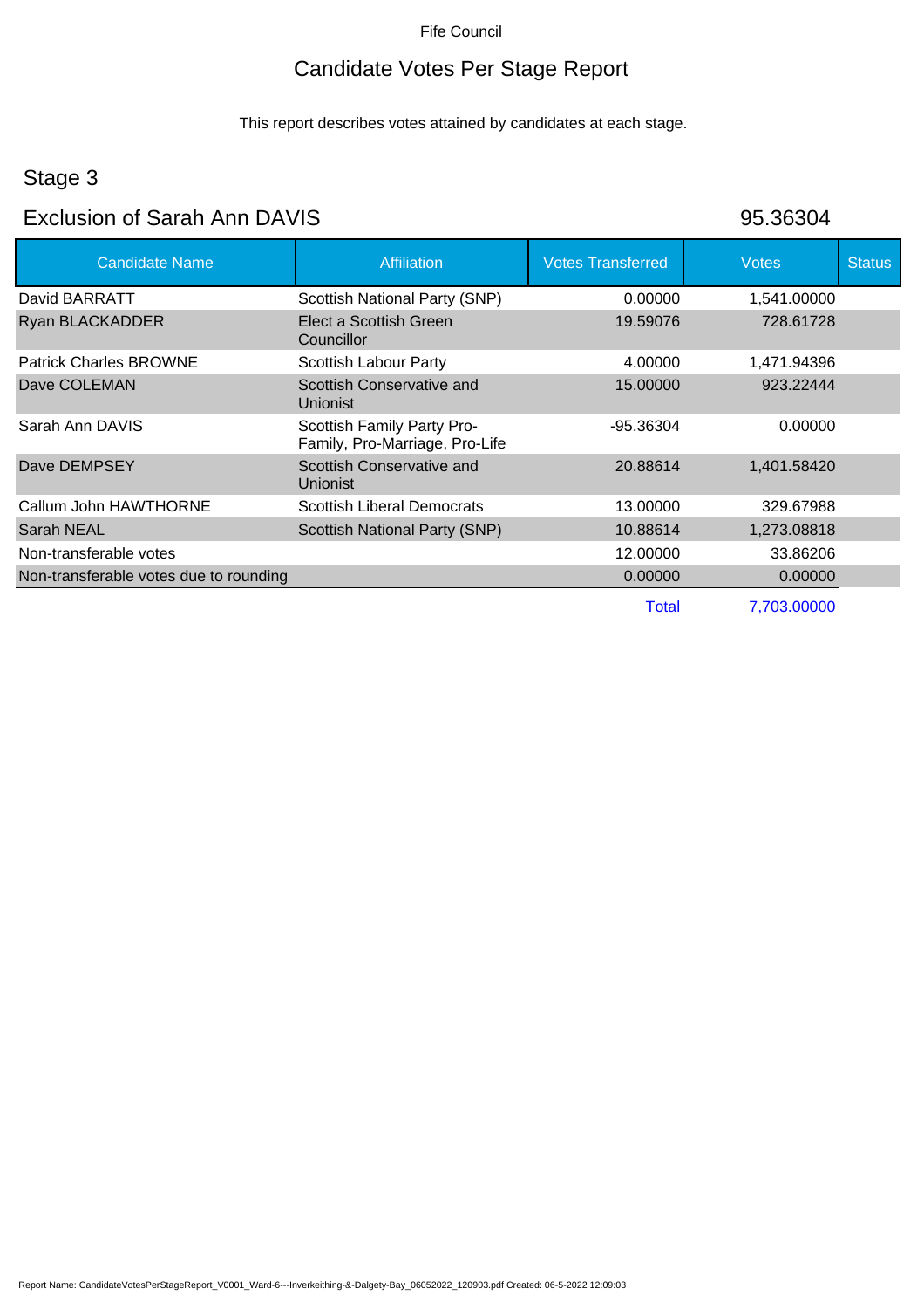Fife Council

# Candidate Votes Per Stage Report

This report describes votes attained by candidates at each stage.

## Stage 3

## Exclusion of Sarah Ann DAVIS 95.36304

| Candidate Name | Affiliation | Votes Transferred | Votes | Status |
|---|---|---|---|---|
| David BARRATT | Scottish National Party (SNP) | 0.00000 | 1,541.00000 | |
| Ryan BLACKADDER | Elect a Scottish Green Councillor | 19.59076 | 728.61728 | |
| Patrick Charles BROWNE | Scottish Labour Party | 4.00000 | 1,471.94396 | |
| Dave COLEMAN | Scottish Conservative and Unionist | 15.00000 | 923.22444 | |
| Sarah Ann DAVIS | Scottish Family Party Pro-Family, Pro-Marriage, Pro-Life | -95.36304 | 0.00000 | |
| Dave DEMPSEY | Scottish Conservative and Unionist | 20.88614 | 1,401.58420 | |
| Callum John HAWTHORNE | Scottish Liberal Democrats | 13.00000 | 329.67988 | |
| Sarah NEAL | Scottish National Party (SNP) | 10.88614 | 1,273.08818 | |
| Non-transferable votes | | 12.00000 | 33.86206 | |
| Non-transferable votes due to rounding | | 0.00000 | 0.00000 | |
| | | Total | 7,703.00000 | |

Report Name: CandidateVotesPerStageReport_V0001_Ward-6---Inverkeithing-&-Dalgety-Bay_06052022_120903.pdf Created: 06-5-2022 12:09:03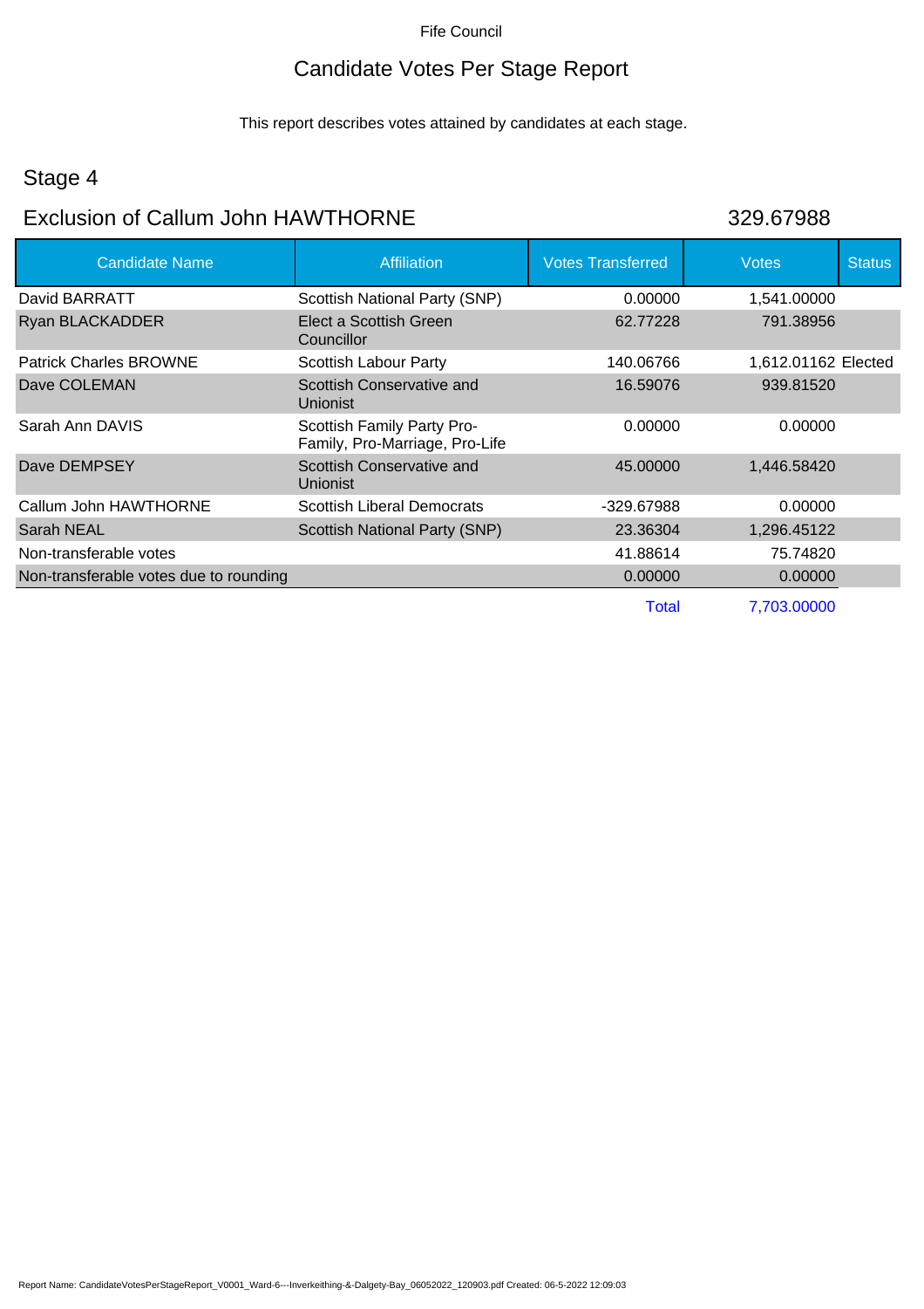Fife Council

# Candidate Votes Per Stage Report

This report describes votes attained by candidates at each stage.

## Stage 4

## Exclusion of Callum John HAWTHORNE 329.67988

| Candidate Name | Affiliation | Votes Transferred | Votes | Status |
|---|---|---|---|---|
| David BARRATT | Scottish National Party (SNP) | 0.00000 | 1,541.00000 | |
| Ryan BLACKADDER | Elect a Scottish Green Councillor | 62.77228 | 791.38956 | |
| Patrick Charles BROWNE | Scottish Labour Party | 140.06766 | 1,612.01162 | Elected |
| Dave COLEMAN | Scottish Conservative and Unionist | 16.59076 | 939.81520 | |
| Sarah Ann DAVIS | Scottish Family Party Pro-Family, Pro-Marriage, Pro-Life | 0.00000 | 0.00000 | |
| Dave DEMPSEY | Scottish Conservative and Unionist | 45.00000 | 1,446.58420 | |
| Callum John HAWTHORNE | Scottish Liberal Democrats | -329.67988 | 0.00000 | |
| Sarah NEAL | Scottish National Party (SNP) | 23.36304 | 1,296.45122 | |
| Non-transferable votes | | 41.88614 | 75.74820 | |
| Non-transferable votes due to rounding | | 0.00000 | 0.00000 | |
| | | Total | 7,703.00000 | |

Report Name: CandidateVotesPerStageReport_V0001_Ward-6---Inverkeithing-&-Dalgety-Bay_06052022_120903.pdf Created: 06-5-2022 12:09:03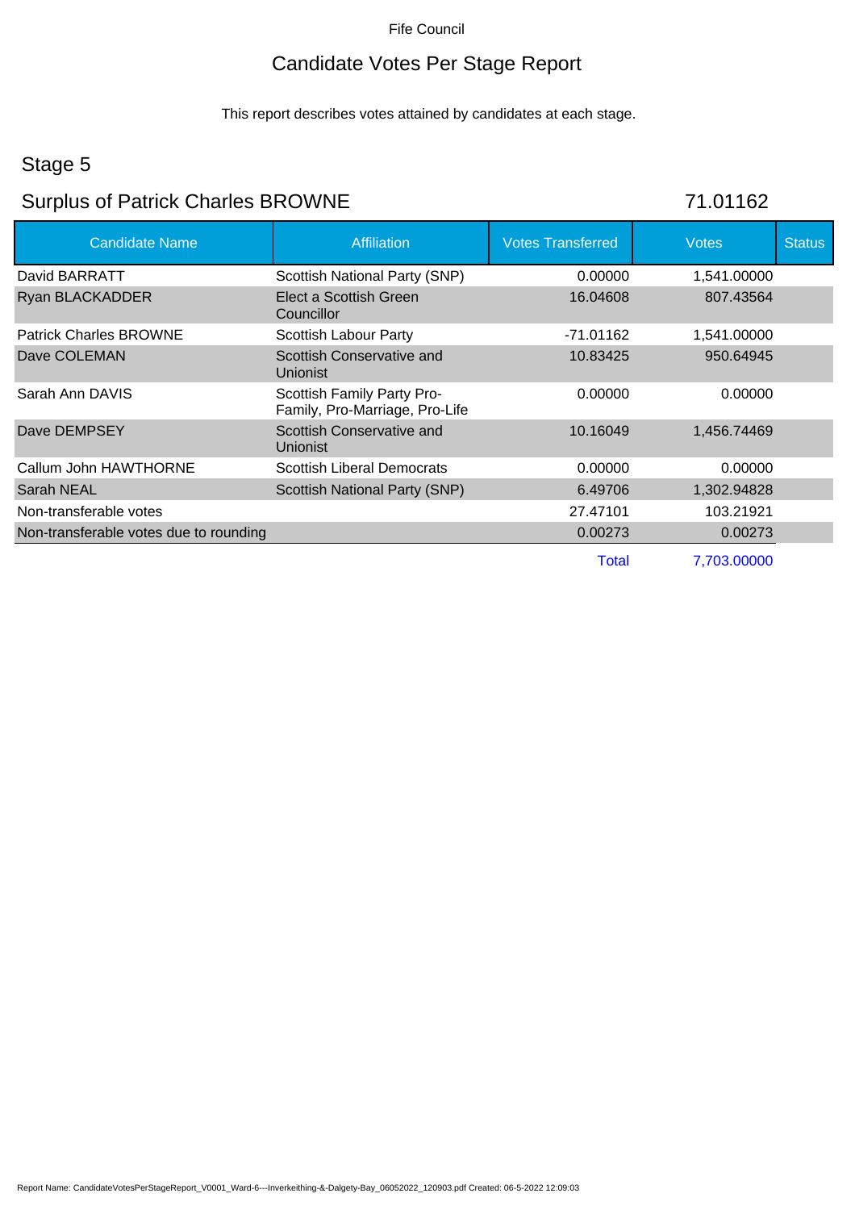Fife Council

# Candidate Votes Per Stage Report

This report describes votes attained by candidates at each stage.

## Stage 5

## Surplus of Patrick Charles BROWNE 71.01162

| Candidate Name | Affiliation | Votes Transferred | Votes | Status |
|---|---|---|---|---|
| David BARRATT | Scottish National Party (SNP) | 0.00000 | 1,541.00000 | |
| Ryan BLACKADDER | Elect a Scottish Green Councillor | 16.04608 | 807.43564 | |
| Patrick Charles BROWNE | Scottish Labour Party | -71.01162 | 1,541.00000 | |
| Dave COLEMAN | Scottish Conservative and Unionist | 10.83425 | 950.64945 | |
| Sarah Ann DAVIS | Scottish Family Party Pro-Family, Pro-Marriage, Pro-Life | 0.00000 | 0.00000 | |
| Dave DEMPSEY | Scottish Conservative and Unionist | 10.16049 | 1,456.74469 | |
| Callum John HAWTHORNE | Scottish Liberal Democrats | 0.00000 | 0.00000 | |
| Sarah NEAL | Scottish National Party (SNP) | 6.49706 | 1,302.94828 | |
| Non-transferable votes | | 27.47101 | 103.21921 | |
| Non-transferable votes due to rounding | | 0.00273 | 0.00273 | |
| | | Total | 7,703.00000 | |

Report Name: CandidateVotesPerStageReport_V0001_Ward-6---Inverkeithing-&-Dalgety-Bay_06052022_120903.pdf Created: 06-5-2022 12:09:03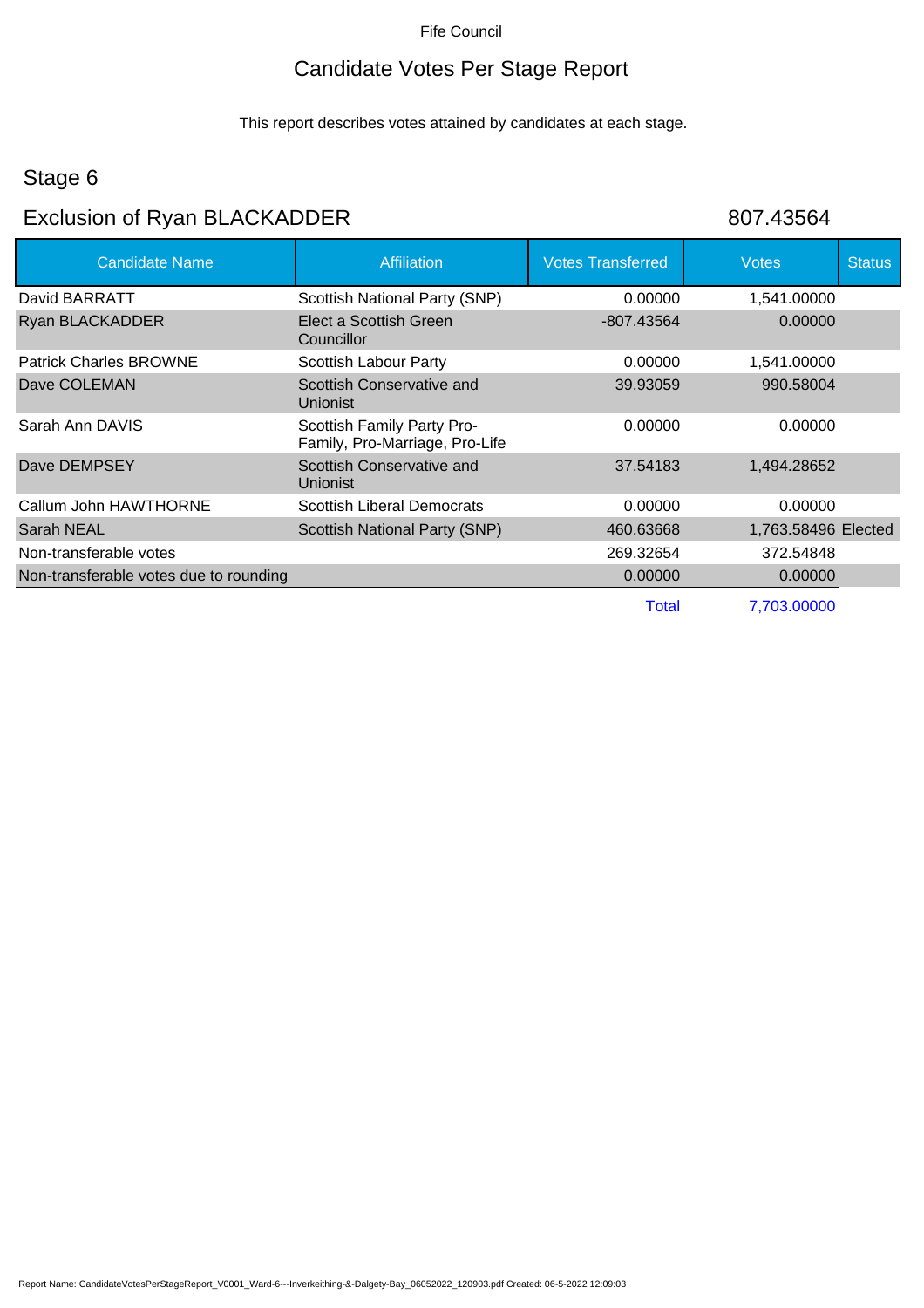Fife Council

# Candidate Votes Per Stage Report

This report describes votes attained by candidates at each stage.

## Stage 6

## Exclusion of Ryan BLACKADDER 807.43564

| Candidate Name | Affiliation | Votes Transferred | Votes | Status |
|---|---|---|---|---|
| David BARRATT | Scottish National Party (SNP) | 0.00000 | 1,541.00000 | |
| Ryan BLACKADDER | Elect a Scottish Green Councillor | -807.43564 | 0.00000 | |
| Patrick Charles BROWNE | Scottish Labour Party | 0.00000 | 1,541.00000 | |
| Dave COLEMAN | Scottish Conservative and Unionist | 39.93059 | 990.58004 | |
| Sarah Ann DAVIS | Scottish Family Party Pro-Family, Pro-Marriage, Pro-Life | 0.00000 | 0.00000 | |
| Dave DEMPSEY | Scottish Conservative and Unionist | 37.54183 | 1,494.28652 | |
| Callum John HAWTHORNE | Scottish Liberal Democrats | 0.00000 | 0.00000 | |
| Sarah NEAL | Scottish National Party (SNP) | 460.63668 | 1,763.58496 | Elected |
| Non-transferable votes | | 269.32654 | 372.54848 | |
| Non-transferable votes due to rounding | | 0.00000 | 0.00000 | |
| | | Total | 7,703.00000 | |

Report Name: CandidateVotesPerStageReport_V0001_Ward-6---Inverkeithing-&-Dalgety-Bay_06052022_120903.pdf Created: 06-5-2022 12:09:03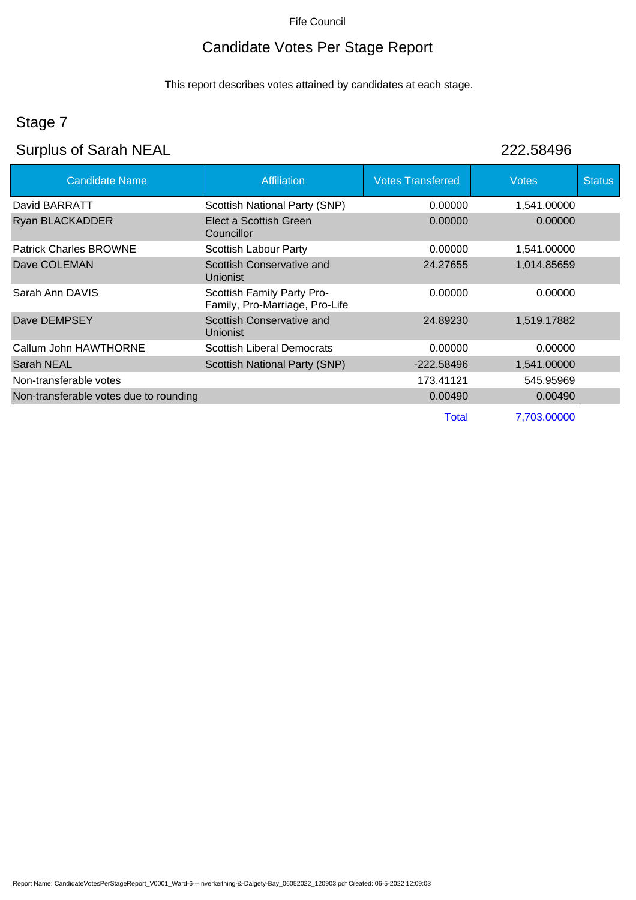Fife Council

# Candidate Votes Per Stage Report

This report describes votes attained by candidates at each stage.

## Stage 7

## Surplus of Sarah NEAL 222.58496

| Candidate Name | Affiliation | Votes Transferred | Votes | Status |
|---|---|---|---|---|
| David BARRATT | Scottish National Party (SNP) | 0.00000 | 1,541.00000 | |
| Ryan BLACKADDER | Elect a Scottish Green Councillor | 0.00000 | 0.00000 | |
| Patrick Charles BROWNE | Scottish Labour Party | 0.00000 | 1,541.00000 | |
| Dave COLEMAN | Scottish Conservative and Unionist | 24.27655 | 1,014.85659 | |
| Sarah Ann DAVIS | Scottish Family Party Pro-Family, Pro-Marriage, Pro-Life | 0.00000 | 0.00000 | |
| Dave DEMPSEY | Scottish Conservative and Unionist | 24.89230 | 1,519.17882 | |
| Callum John HAWTHORNE | Scottish Liberal Democrats | 0.00000 | 0.00000 | |
| Sarah NEAL | Scottish National Party (SNP) | -222.58496 | 1,541.00000 | |
| Non-transferable votes | | 173.41121 | 545.95969 | |
| Non-transferable votes due to rounding | | 0.00490 | 0.00490 | |
| | | Total | 7,703.00000 | |

Report Name: CandidateVotesPerStageReport_V0001_Ward-6---Inverkeithing-&-Dalgety-Bay_06052022_120903.pdf Created: 06-5-2022 12:09:03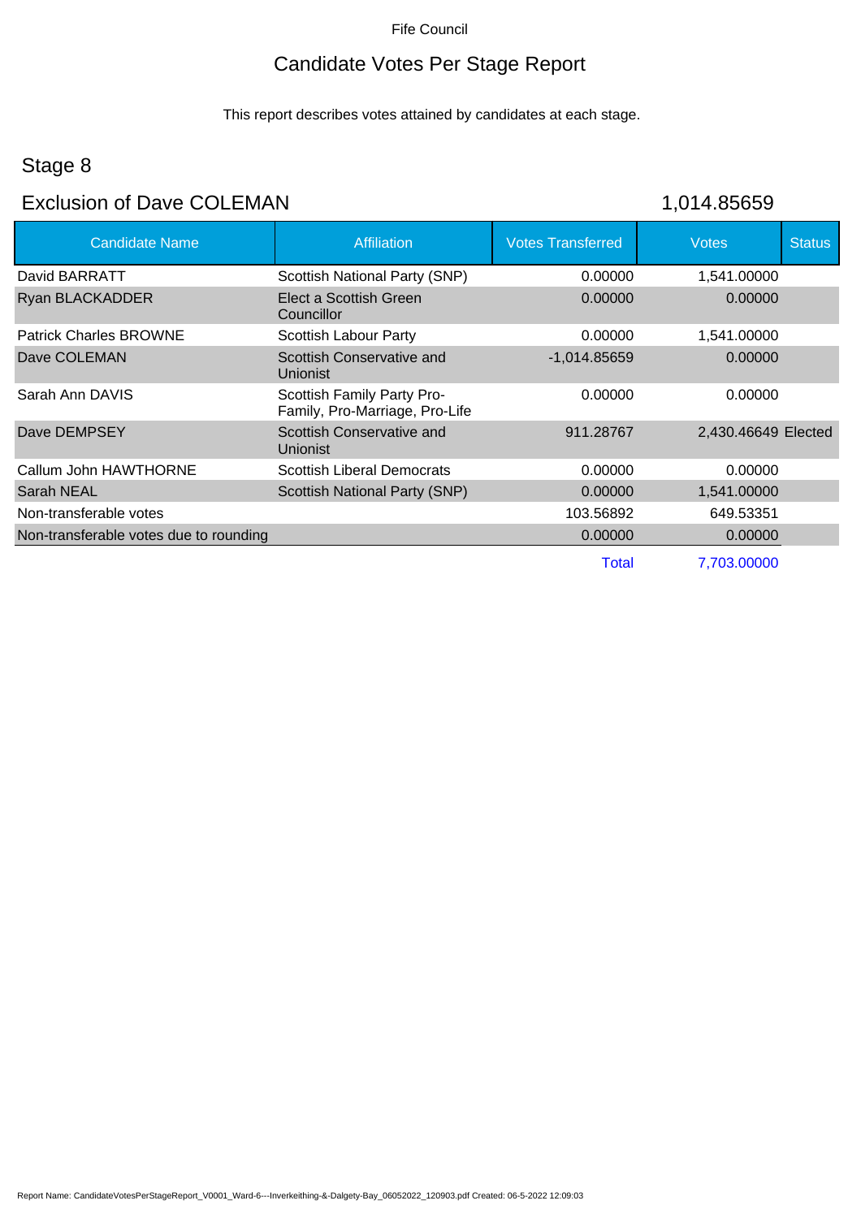Fife Council

# Candidate Votes Per Stage Report

This report describes votes attained by candidates at each stage.

## Stage 8

## Exclusion of Dave COLEMAN 1,014.85659

| Candidate Name | Affiliation | Votes Transferred | Votes | Status |
|---|---|---|---|---|
| David BARRATT | Scottish National Party (SNP) | 0.00000 | 1,541.00000 | |
| Ryan BLACKADDER | Elect a Scottish Green Councillor | 0.00000 | 0.00000 | |
| Patrick Charles BROWNE | Scottish Labour Party | 0.00000 | 1,541.00000 | |
| Dave COLEMAN | Scottish Conservative and Unionist | -1,014.85659 | 0.00000 | |
| Sarah Ann DAVIS | Scottish Family Party Pro-Family, Pro-Marriage, Pro-Life | 0.00000 | 0.00000 | |
| Dave DEMPSEY | Scottish Conservative and Unionist | 911.28767 | 2,430.46649 | Elected |
| Callum John HAWTHORNE | Scottish Liberal Democrats | 0.00000 | 0.00000 | |
| Sarah NEAL | Scottish National Party (SNP) | 0.00000 | 1,541.00000 | |
| Non-transferable votes | | 103.56892 | 649.53351 | |
| Non-transferable votes due to rounding | | 0.00000 | 0.00000 | |
| | | Total | 7,703.00000 | |

Report Name: CandidateVotesPerStageReport_V0001_Ward-6---Inverkeithing-&-Dalgety-Bay_06052022_120903.pdf Created: 06-5-2022 12:09:03